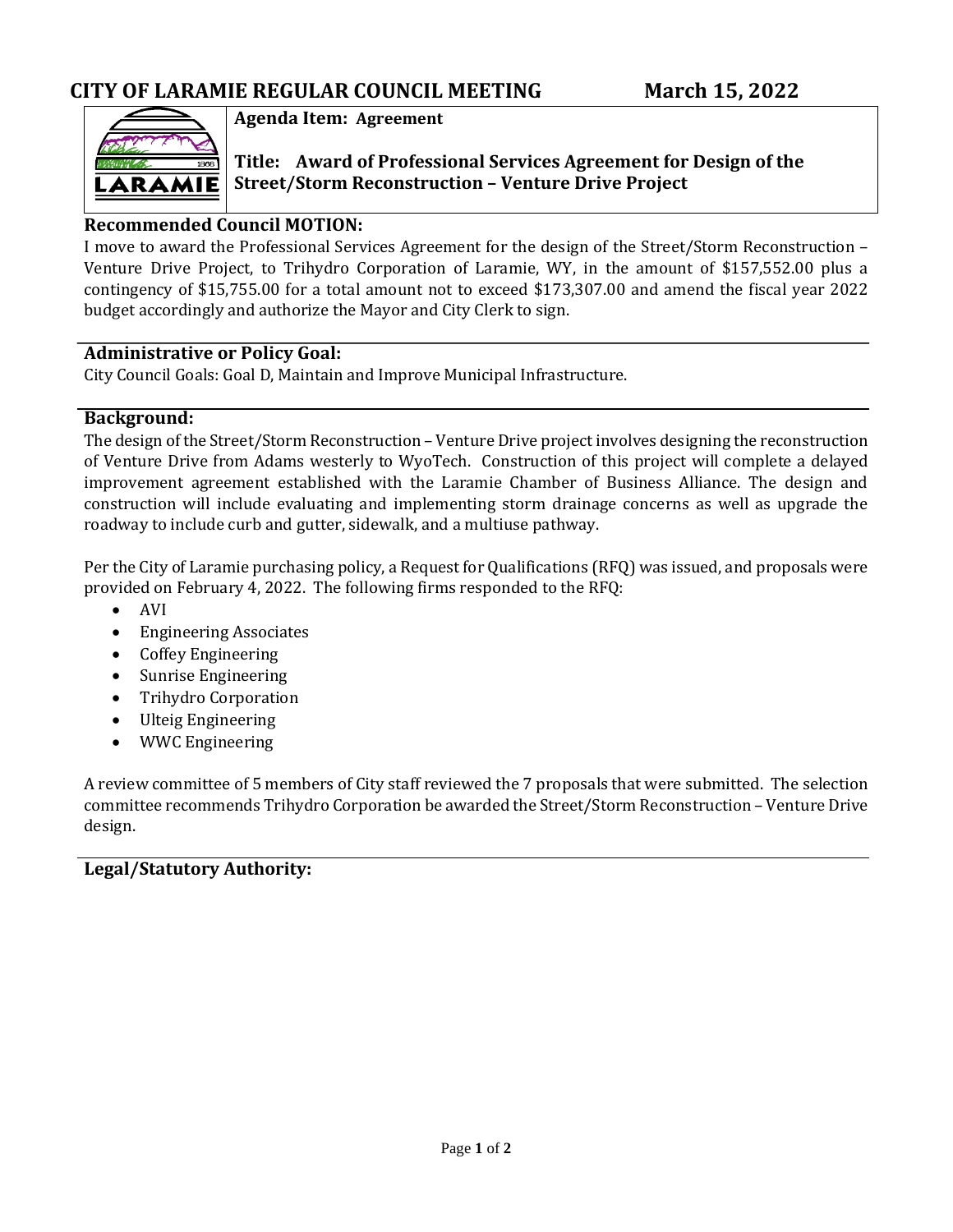# CITY OF LARAMIE REGULAR COUNCIL MEETING March 15, 2022

**Agenda Item: Agreement**

**Title: Award of Professional Services Agreement for Design of the Street/Storm Reconstruction – Venture Drive Project**

## Recommended Council MOTION:

I move to award the Professional Services Agreement for the design of the Street/Storm Reconstruction – Venture Drive Project, to Trihydro Corporation of Laramie, WY, in the amount of $157,552.00 plus a contingency of $15,755.00 for a total amount not to exceed $173,307.00 and amend the fiscal year 2022 budget accordingly and authorize the Mayor and City Clerk to sign.

## Administrative or Policy Goal:

City Council Goals: Goal D, Maintain and Improve Municipal Infrastructure.

## Background:

The design of the Street/Storm Reconstruction – Venture Drive project involves designing the reconstruction of Venture Drive from Adams westerly to WyoTech. Construction of this project will complete a delayed improvement agreement established with the Laramie Chamber of Business Alliance. The design and construction will include evaluating and implementing storm drainage concerns as well as upgrade the roadway to include curb and gutter, sidewalk, and a multiuse pathway.

Per the City of Laramie purchasing policy, a Request for Qualifications (RFQ) was issued, and proposals were provided on February 4, 2022. The following firms responded to the RFQ:

- AVI
- Engineering Associates
- Coffey Engineering
- Sunrise Engineering
- Trihydro Corporation
- Ulteig Engineering
- WWC Engineering

A review committee of 5 members of City staff reviewed the 7 proposals that were submitted. The selection committee recommends Trihydro Corporation be awarded the Street/Storm Reconstruction – Venture Drive design.

## Legal/Statutory Authority: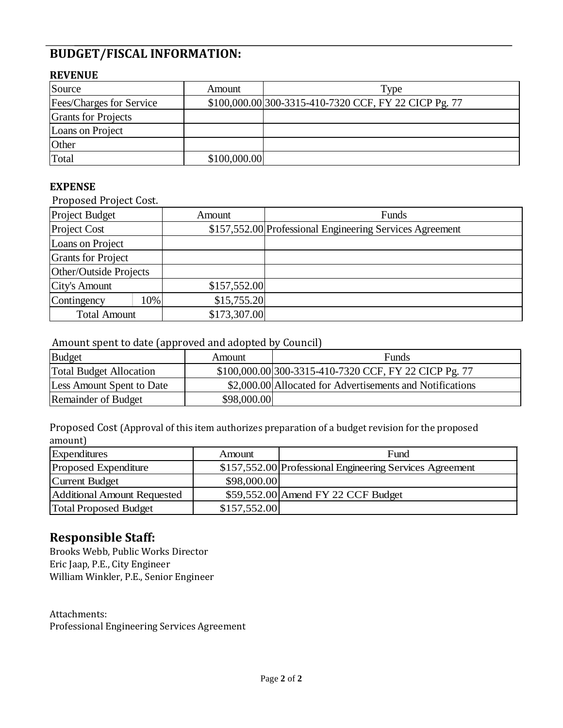# BUDGET/FISCAL INFORMATION:

**REVENUE**

| Source | Amount | Type |
|---|---|---|
| Fees/Charges for Service | $100,000.00 | 300-3315-410-7320 CCF, FY 22 CICP Pg. 77 |
| Grants for Projects | | |
| Loans on Project | | |
| Other | | |
| Total | $100,000.00 | |

**EXPENSE**

Proposed Project Cost.

| Project Budget | | Amount | Funds |
|---|---|---|---|
| Project Cost | | $157,552.00 | Professional Engineering Services Agreement |
| Loans on Project | | | |
| Grants for Project | | | |
| Other/Outside Projects | | | |
| City's Amount | | $157,552.00 | |
| Contingency | 10% | $15,755.20 | |
| Total Amount | | $173,307.00 | |

Amount spent to date (approved and adopted by Council)

| Budget | Amount | Funds |
|---|---|---|
| Total Budget Allocation | $100,000.00 | 300-3315-410-7320 CCF, FY 22 CICP Pg. 77 |
| Less Amount Spent to Date | $2,000.00 | Allocated for Advertisements and Notifications |
| Remainder of Budget | $98,000.00 | |

Proposed Cost (Approval of this item authorizes preparation of a budget revision for the proposed amount)

| Expenditures | Amount | Fund |
|---|---|---|
| Proposed Expenditure | $157,552.00 | Professional Engineering Services Agreement |
| Current Budget | $98,000.00 | |
| Additional Amount Requested | $59,552.00 | Amend FY 22 CCF Budget |
| Total Proposed Budget | $157,552.00 | |

## Responsible Staff:

Brooks Webb, Public Works Director
Eric Jaap, P.E., City Engineer
William Winkler, P.E., Senior Engineer

Attachments:
Professional Engineering Services Agreement